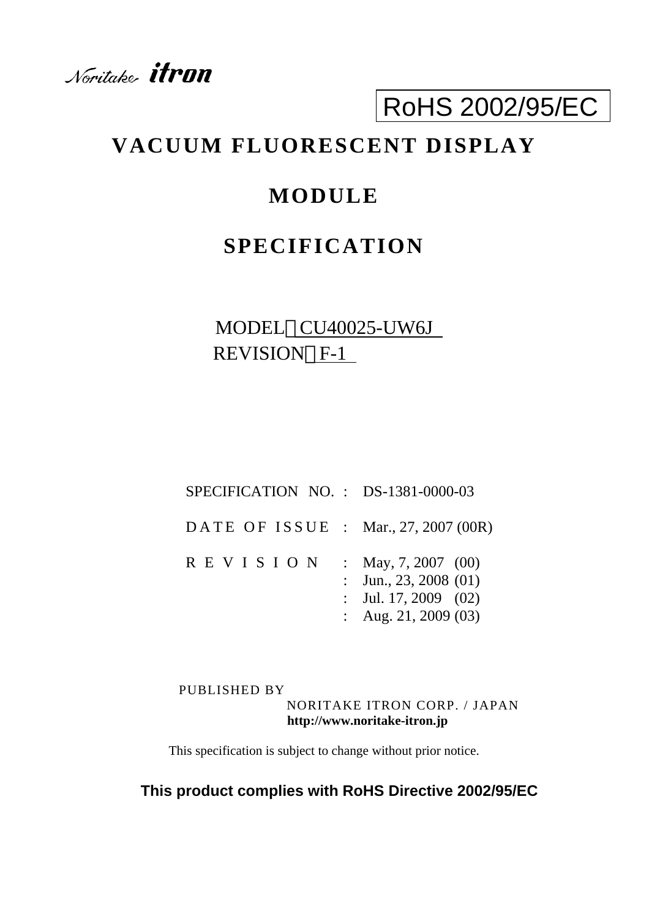Noritake itron

RoHS 2002/95/EC

# VACUUM FLUORESCENT DISPLAY

# MODULE

# SPECIFICATION

MODEL：CU40025-UW6J

REVISION：F-1

| | | |
|---|---|---|
| SPECIFICATION NO. | : | DS-1381-0000-03 |
| DATE OF ISSUE | : | Mar., 27, 2007 (00R) |
| REVISION | : | May, 7, 2007 (00) |
| | : | Jun., 23, 2008 (01) |
| | : | Jul. 17, 2009 (02) |
| | : | Aug. 21, 2009 (03) |

PUBLISHED BY

NORITAKE ITRON CORP. / JAPAN

**http://www.noritake-itron.jp**

This specification is subject to change without prior notice.

**This product complies with RoHS Directive 2002/95/EC**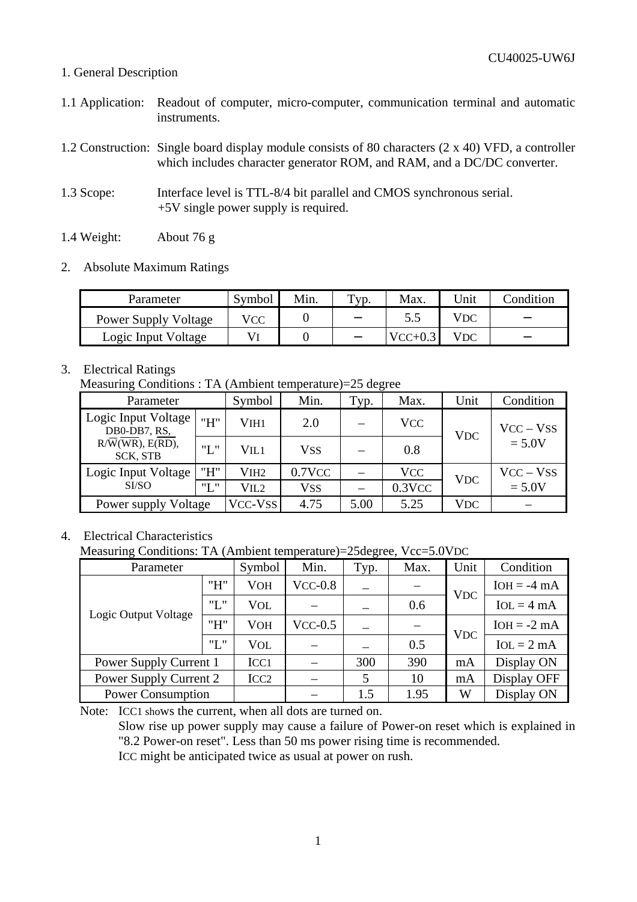## 1. General Description

1.1 Application: Readout of computer, micro-computer, communication terminal and automatic instruments.

1.2 Construction: Single board display module consists of 80 characters (2 x 40) VFD, a controller which includes character generator ROM, and RAM, and a DC/DC converter.

1.3 Scope: Interface level is TTL-8/4 bit parallel and CMOS synchronous serial. +5V single power supply is required.

1.4 Weight: About 76 g

## 2. Absolute Maximum Ratings

| Parameter | Symbol | Min. | Typ. | Max. | Unit | Condition |
|---|---|---|---|---|---|---|
| Power Supply Voltage | $V_{CC}$ | 0 | – | 5.5 | $V_{DC}$ | – |
| Logic Input Voltage | $V_I$ | 0 | – | $V_{CC}$+0.3 | $V_{DC}$ | – |

## 3. Electrical Ratings

Measuring Conditions : TA (Ambient temperature)=25 degree

| Parameter | | Symbol | Min. | Typ. | Max. | Unit | Condition |
|---|---|---|---|---|---|---|---|
| Logic Input Voltage DB0-DB7, RS, R/W(WR), E(RD), SCK, STB | "H" | $V_{IH1}$ | 2.0 | – | $V_{CC}$ | $V_{DC}$ | $V_{CC}$ – $V_{SS}$ = 5.0V |
| | "L" | $V_{IL1}$ | $V_{SS}$ | – | 0.8 | | |
| Logic Input Voltage SI/SO | "H" | $V_{IH2}$ | 0.7$V_{CC}$ | – | $V_{CC}$ | $V_{DC}$ | $V_{CC}$ – $V_{SS}$ = 5.0V |
| | "L" | $V_{IL2}$ | $V_{SS}$ | – | 0.3$V_{CC}$ | | |
| Power supply Voltage | | $V_{CC}$-$V_{SS}$ | 4.75 | 5.00 | 5.25 | $V_{DC}$ | – |

## 4. Electrical Characteristics

Measuring Conditions: TA (Ambient temperature)=25degree, Vcc=5.0$V_{DC}$

| Parameter | | Symbol | Min. | Typ. | Max. | Unit | Condition |
|---|---|---|---|---|---|---|---|
| Logic Output Voltage | "H" | $V_{OH}$ | $V_{CC}$-0.8 | – | – | $V_{DC}$ | $I_{OH}$ = -4 mA |
| | "L" | $V_{OL}$ | – | – | 0.6 | | $I_{OL}$ = 4 mA |
| | "H" | $V_{OH}$ | $V_{CC}$-0.5 | – | – | $V_{DC}$ | $I_{OH}$ = -2 mA |
| | "L" | $V_{OL}$ | – | – | 0.5 | | $I_{OL}$ = 2 mA |
| Power Supply Current 1 | | $I_{CC1}$ | – | 300 | 390 | mA | Display ON |
| Power Supply Current 2 | | $I_{CC2}$ | – | 5 | 10 | mA | Display OFF |
| Power Consumption | | | – | 1.5 | 1.95 | W | Display ON |

Note: $I_{CC1}$ shows the current, when all dots are turned on.
Slow rise up power supply may cause a failure of Power-on reset which is explained in "8.2 Power-on reset". Less than 50 ms power rising time is recommended.
$I_{CC}$ might be anticipated twice as usual at power on rush.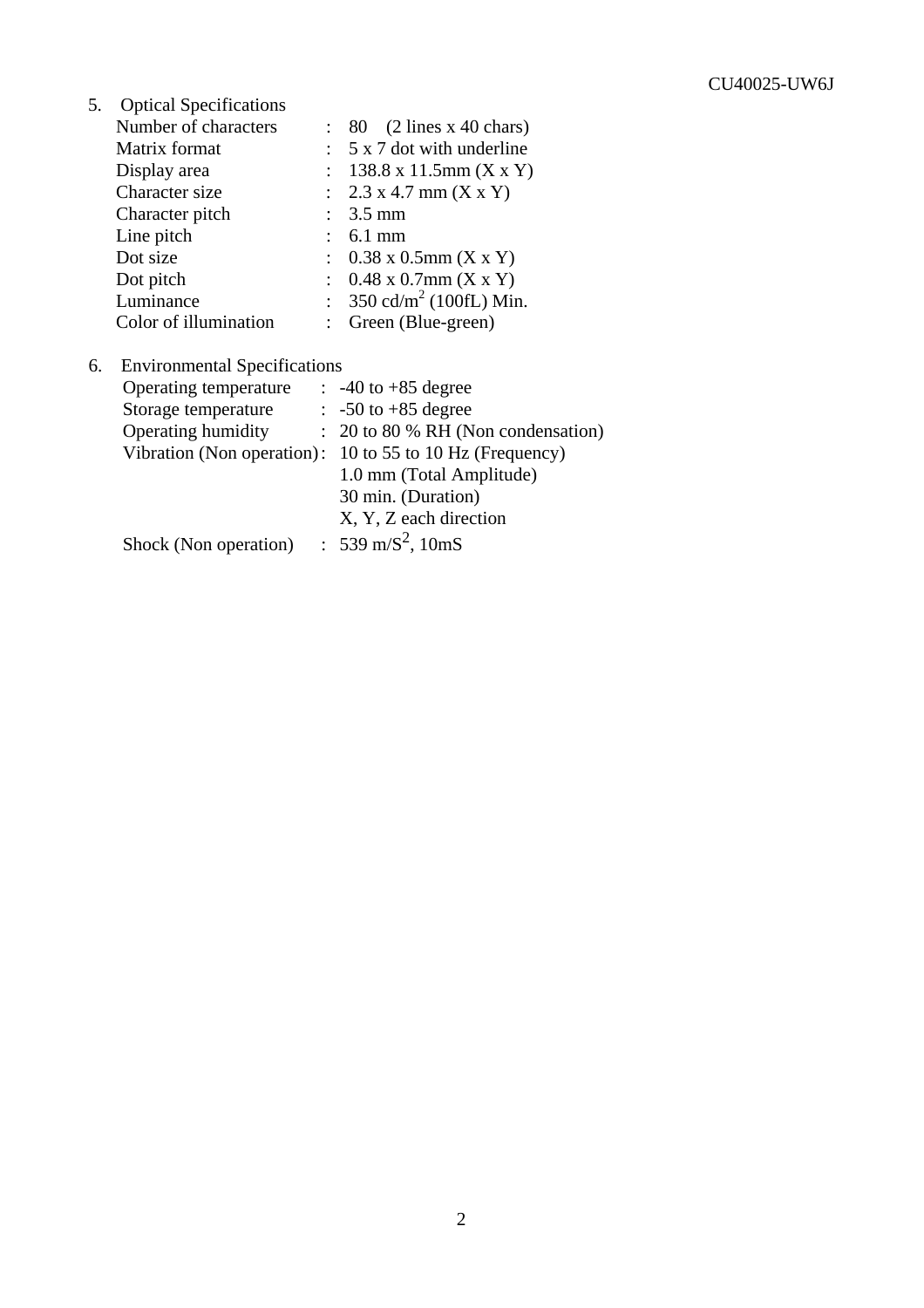## 5. Optical Specifications

| | | |
|---|---|---|
| Number of characters | : | 80 (2 lines x 40 chars) |
| Matrix format | : | 5 x 7 dot with underline |
| Display area | : | 138.8 x 11.5mm (X x Y) |
| Character size | : | 2.3 x 4.7 mm (X x Y) |
| Character pitch | : | 3.5 mm |
| Line pitch | : | 6.1 mm |
| Dot size | : | 0.38 x 0.5mm (X x Y) |
| Dot pitch | : | 0.48 x 0.7mm (X x Y) |
| Luminance | : | 350 cd/$m^2$ (100fL) Min. |
| Color of illumination | : | Green (Blue-green) |

## 6. Environmental Specifications

| | | |
|---|---|---|
| Operating temperature | : | -40 to +85 degree |
| Storage temperature | : | -50 to +85 degree |
| Operating humidity | : | 20 to 80 % RH (Non condensation) |
| Vibration (Non operation) | : | 10 to 55 to 10 Hz (Frequency) |
| | | 1.0 mm (Total Amplitude) |
| | | 30 min. (Duration) |
| | | X, Y, Z each direction |
| Shock (Non operation) | : | 539 m/$S^2$, 10mS |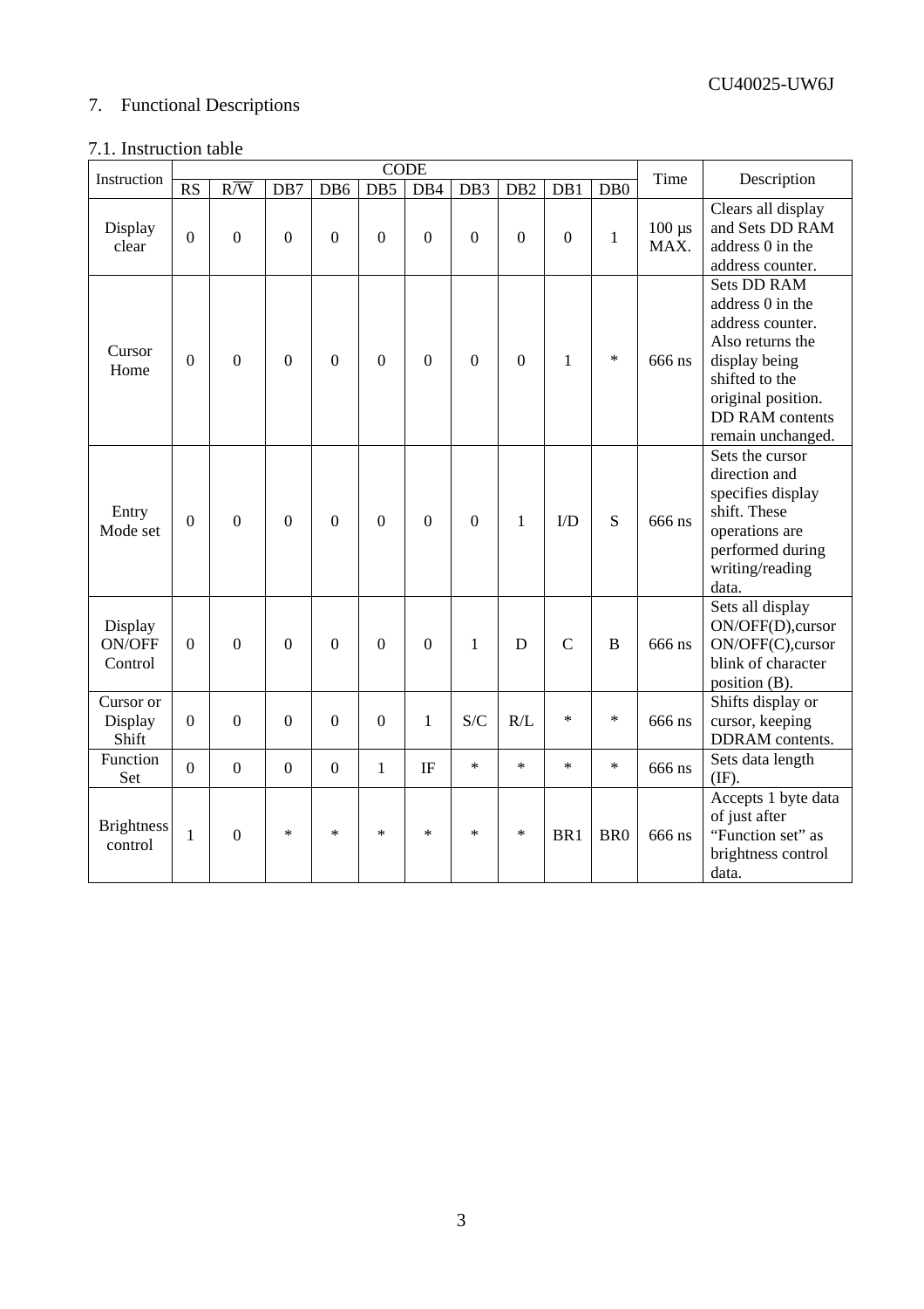## 7. Functional Descriptions

### 7.1. Instruction table

| Instruction | CODE | | | | | | | | | | Time | Description |
|---|---|---|---|---|---|---|---|---|---|---|---|---|
| | RS | $R/\overline{W}$ | DB7 | DB6 | DB5 | DB4 | DB3 | DB2 | DB1 | DB0 | | |
| Display clear | 0 | 0 | 0 | 0 | 0 | 0 | 0 | 0 | 0 | 1 | 100 μs MAX. | Clears all display and Sets DD RAM address 0 in the address counter. |
| Cursor Home | 0 | 0 | 0 | 0 | 0 | 0 | 0 | 0 | 1 | * | 666 ns | Sets DD RAM address 0 in the address counter. Also returns the display being shifted to the original position. DD RAM contents remain unchanged. |
| Entry Mode set | 0 | 0 | 0 | 0 | 0 | 0 | 0 | 1 | I/D | S | 666 ns | Sets the cursor direction and specifies display shift. These operations are performed during writing/reading data. |
| Display ON/OFF Control | 0 | 0 | 0 | 0 | 0 | 0 | 1 | D | C | B | 666 ns | Sets all display ON/OFF(D),cursor ON/OFF(C),cursor blink of character position (B). |
| Cursor or Display Shift | 0 | 0 | 0 | 0 | 0 | 1 | S/C | R/L | * | * | 666 ns | Shifts display or cursor, keeping DDRAM contents. |
| Function Set | 0 | 0 | 0 | 0 | 1 | IF | * | * | * | * | 666 ns | Sets data length (IF). |
| Brightness control | 1 | 0 | * | * | * | * | * | * | BR1 | BR0 | 666 ns | Accepts 1 byte data of just after "Function set" as brightness control data. |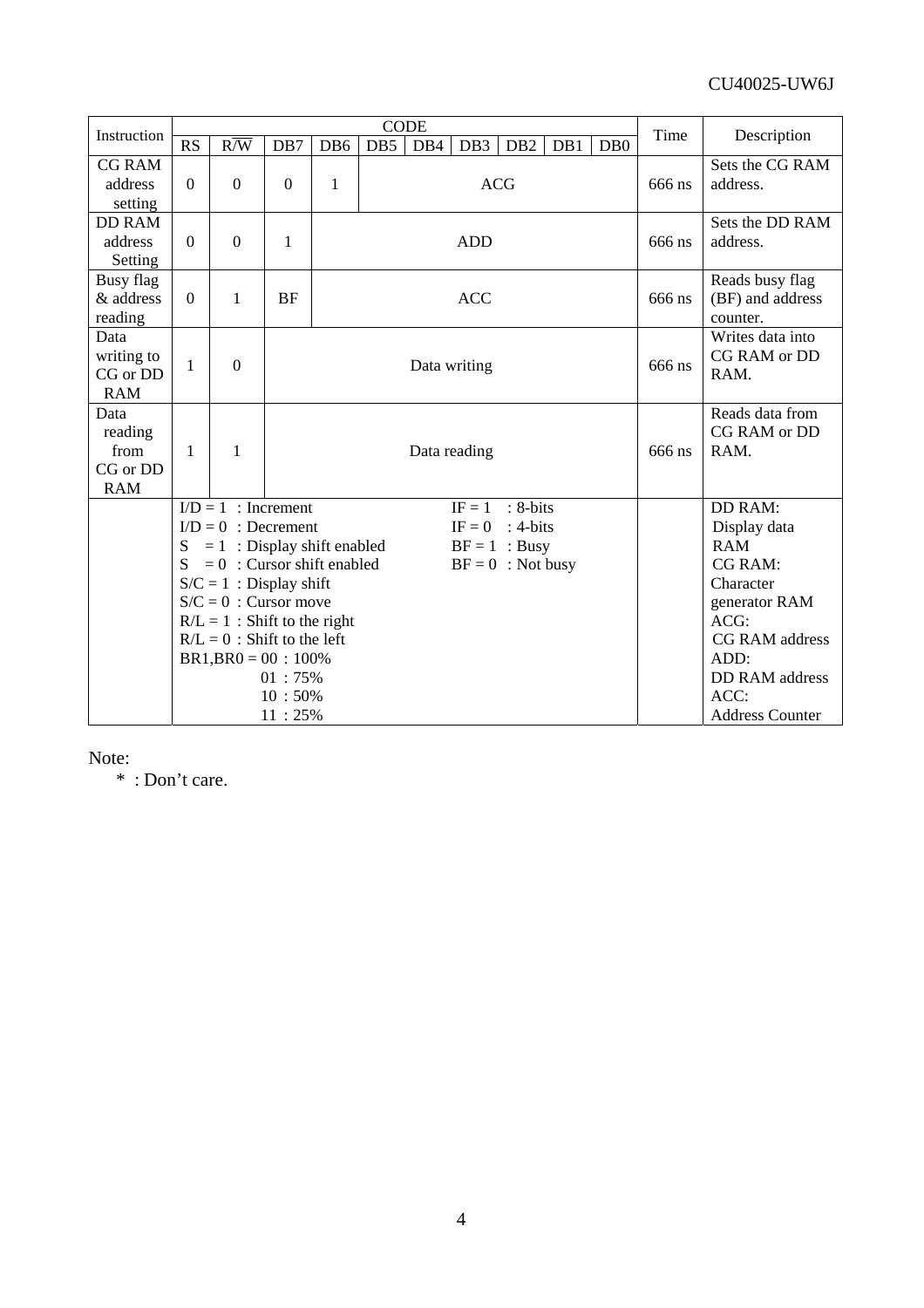| Instruction | CODE | | | | | | | | | | Time | Description |
|---|---|---|---|---|---|---|---|---|---|---|---|---|
| | RS | R/W | DB7 | DB6 | DB5 | DB4 | DB3 | DB2 | DB1 | DB0 | | |
| CG RAM address setting | 0 | 0 | 0 | 1 | ACG | | | | | | 666 ns | Sets the CG RAM address. |
| DD RAM address Setting | 0 | 0 | 1 | ADD | | | | | | | 666 ns | Sets the DD RAM address. |
| Busy flag & address reading | 0 | 1 | BF | ACC | | | | | | | 666 ns | Reads busy flag (BF) and address counter. |
| Data writing to CG or DD RAM | 1 | 0 | Data writing | | | | | | | | 666 ns | Writes data into CG RAM or DD RAM. |
| Data reading from CG or DD RAM | 1 | 1 | Data reading | | | | | | | | 666 ns | Reads data from CG RAM or DD RAM. |
| | I/D = 1 : Increment<br>I/D = 0 : Decrement<br>S = 1 : Display shift enabled<br>S = 0 : Cursor shift enabled<br>S/C = 1 : Display shift<br>S/C = 0 : Cursor move<br>R/L = 1 : Shift to the right<br>R/L = 0 : Shift to the left<br>BR1,BR0 = 00 : 100%<br>01 : 75%<br>10 : 50%<br>11 : 25% | | | | | | IF = 1 : 8-bits<br>IF = 0 : 4-bits<br>BF = 1 : Busy<br>BF = 0 : Not busy | | | | | DD RAM: Display data RAM<br>CG RAM: Character generator RAM<br>ACG: CG RAM address<br>ADD: DD RAM address<br>ACC: Address Counter |

Note:

\* : Don't care.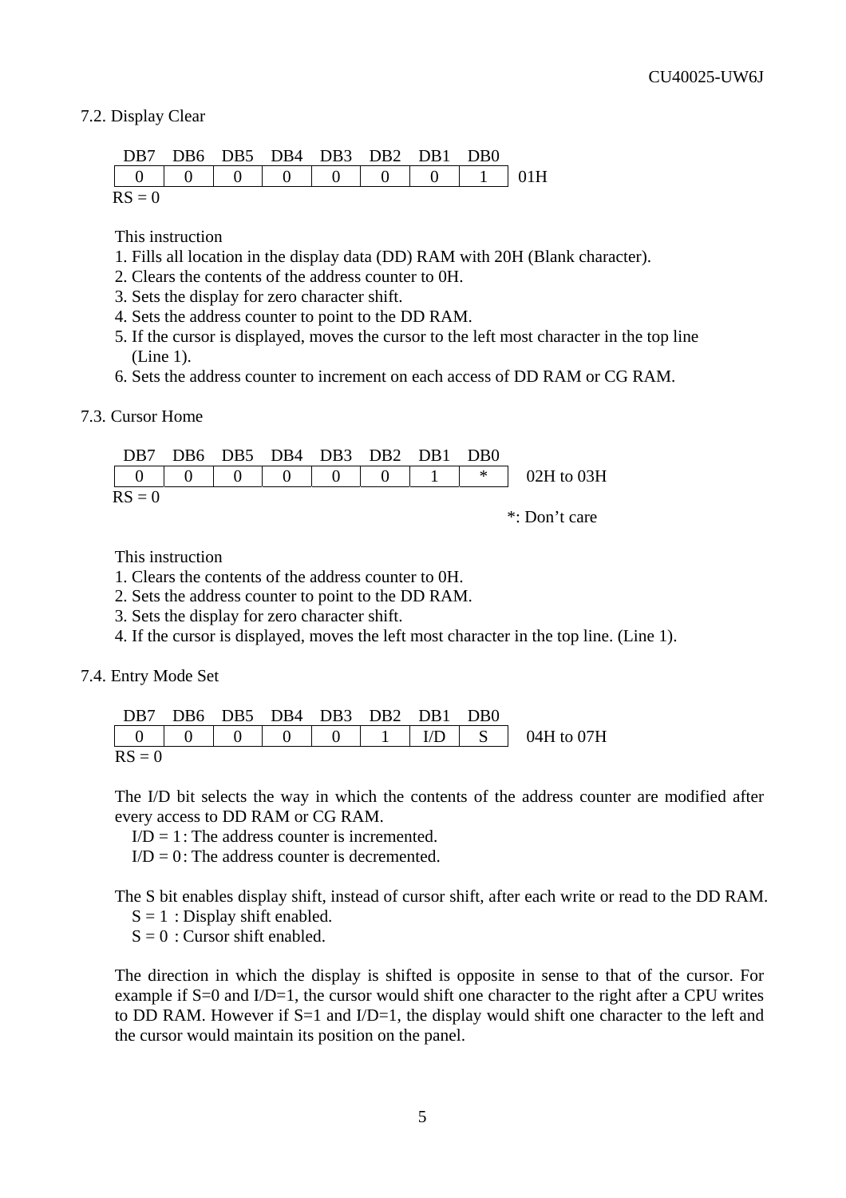## 7.2. Display Clear

| DB7 | DB6 | DB5 | DB4 | DB3 | DB2 | DB1 | DB0 | |
|---|---|---|---|---|---|---|---|---|
| 0 | 0 | 0 | 0 | 0 | 0 | 0 | 1 | 01H |

RS = 0

This instruction
1. Fills all location in the display data (DD) RAM with 20H (Blank character).
2. Clears the contents of the address counter to 0H.
3. Sets the display for zero character shift.
4. Sets the address counter to point to the DD RAM.
5. If the cursor is displayed, moves the cursor to the left most character in the top line (Line 1).
6. Sets the address counter to increment on each access of DD RAM or CG RAM.

## 7.3. Cursor Home

| DB7 | DB6 | DB5 | DB4 | DB3 | DB2 | DB1 | DB0 | |
|---|---|---|---|---|---|---|---|---|
| 0 | 0 | 0 | 0 | 0 | 0 | 1 | * | 02H to 03H |

RS = 0

*: Don't care

This instruction
1. Clears the contents of the address counter to 0H.
2. Sets the address counter to point to the DD RAM.
3. Sets the display for zero character shift.
4. If the cursor is displayed, moves the left most character in the top line. (Line 1).

## 7.4. Entry Mode Set

| DB7 | DB6 | DB5 | DB4 | DB3 | DB2 | DB1 | DB0 | |
|---|---|---|---|---|---|---|---|---|
| 0 | 0 | 0 | 0 | 0 | 1 | I/D | S | 04H to 07H |

RS = 0

The I/D bit selects the way in which the contents of the address counter are modified after every access to DD RAM or CG RAM.

I/D = 1 : The address counter is incremented.
I/D = 0 : The address counter is decremented.

The S bit enables display shift, instead of cursor shift, after each write or read to the DD RAM.

S = 1 : Display shift enabled.
S = 0 : Cursor shift enabled.

The direction in which the display is shifted is opposite in sense to that of the cursor. For example if S=0 and I/D=1, the cursor would shift one character to the right after a CPU writes to DD RAM. However if S=1 and I/D=1, the display would shift one character to the left and the cursor would maintain its position on the panel.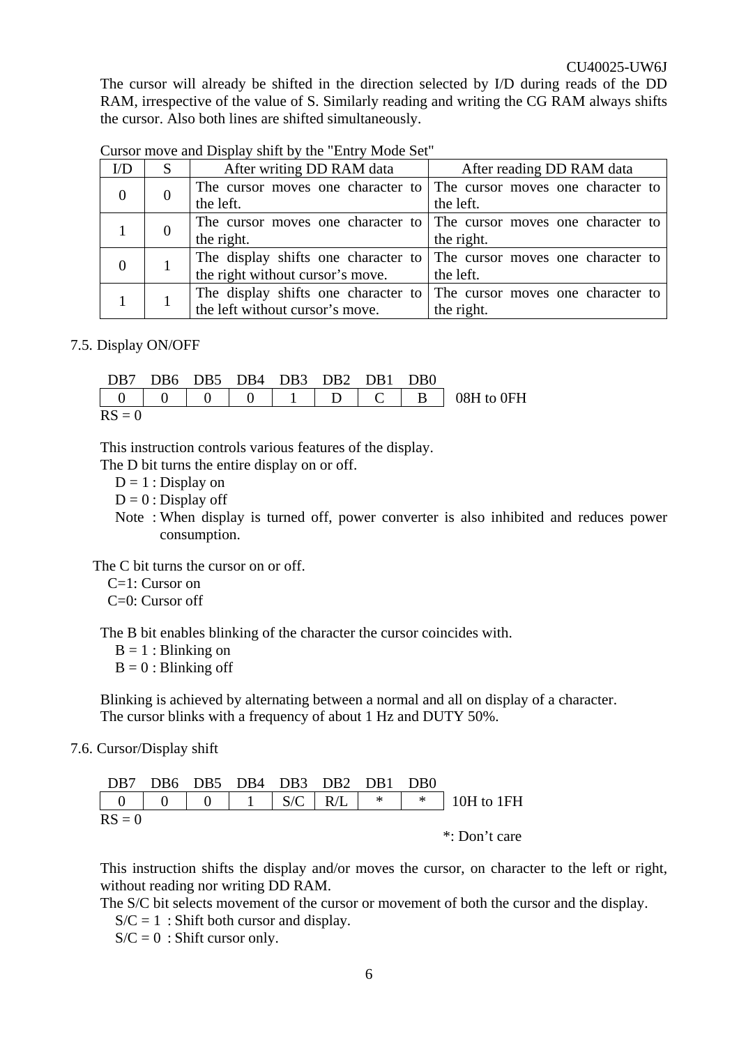The cursor will already be shifted in the direction selected by I/D during reads of the DD RAM, irrespective of the value of S. Similarly reading and writing the CG RAM always shifts the cursor. Also both lines are shifted simultaneously.

Cursor move and Display shift by the "Entry Mode Set"

| I/D | S | After writing DD RAM data | After reading DD RAM data |
|---|---|---|---|
| 0 | 0 | The cursor moves one character to the left. | The cursor moves one character to the left. |
| 1 | 0 | The cursor moves one character to the right. | The cursor moves one character to the right. |
| 0 | 1 | The display shifts one character to the right without cursor's move. | The cursor moves one character to the left. |
| 1 | 1 | The display shifts one character to the left without cursor's move. | The cursor moves one character to the right. |

7.5. Display ON/OFF

| DB7 | DB6 | DB5 | DB4 | DB3 | DB2 | DB1 | DB0 | |
|---|---|---|---|---|---|---|---|---|
| 0 | 0 | 0 | 0 | 1 | D | C | B | 08H to 0FH |

RS = 0

This instruction controls various features of the display.
The D bit turns the entire display on or off.

D = 1 : Display on
D = 0 : Display off
Note : When display is turned off, power converter is also inhibited and reduces power consumption.

The C bit turns the cursor on or off.

C=1: Cursor on
C=0: Cursor off

The B bit enables blinking of the character the cursor coincides with.

B = 1 : Blinking on
B = 0 : Blinking off

Blinking is achieved by alternating between a normal and all on display of a character.
The cursor blinks with a frequency of about 1 Hz and DUTY 50%.

7.6. Cursor/Display shift

| DB7 | DB6 | DB5 | DB4 | DB3 | DB2 | DB1 | DB0 | |
|---|---|---|---|---|---|---|---|---|
| 0 | 0 | 0 | 1 | S/C | R/L | * | * | 10H to 1FH |

RS = 0

*: Don't care

This instruction shifts the display and/or moves the cursor, on character to the left or right, without reading nor writing DD RAM.
The S/C bit selects movement of the cursor or movement of both the cursor and the display.

S/C = 1 : Shift both cursor and display.
S/C = 0 : Shift cursor only.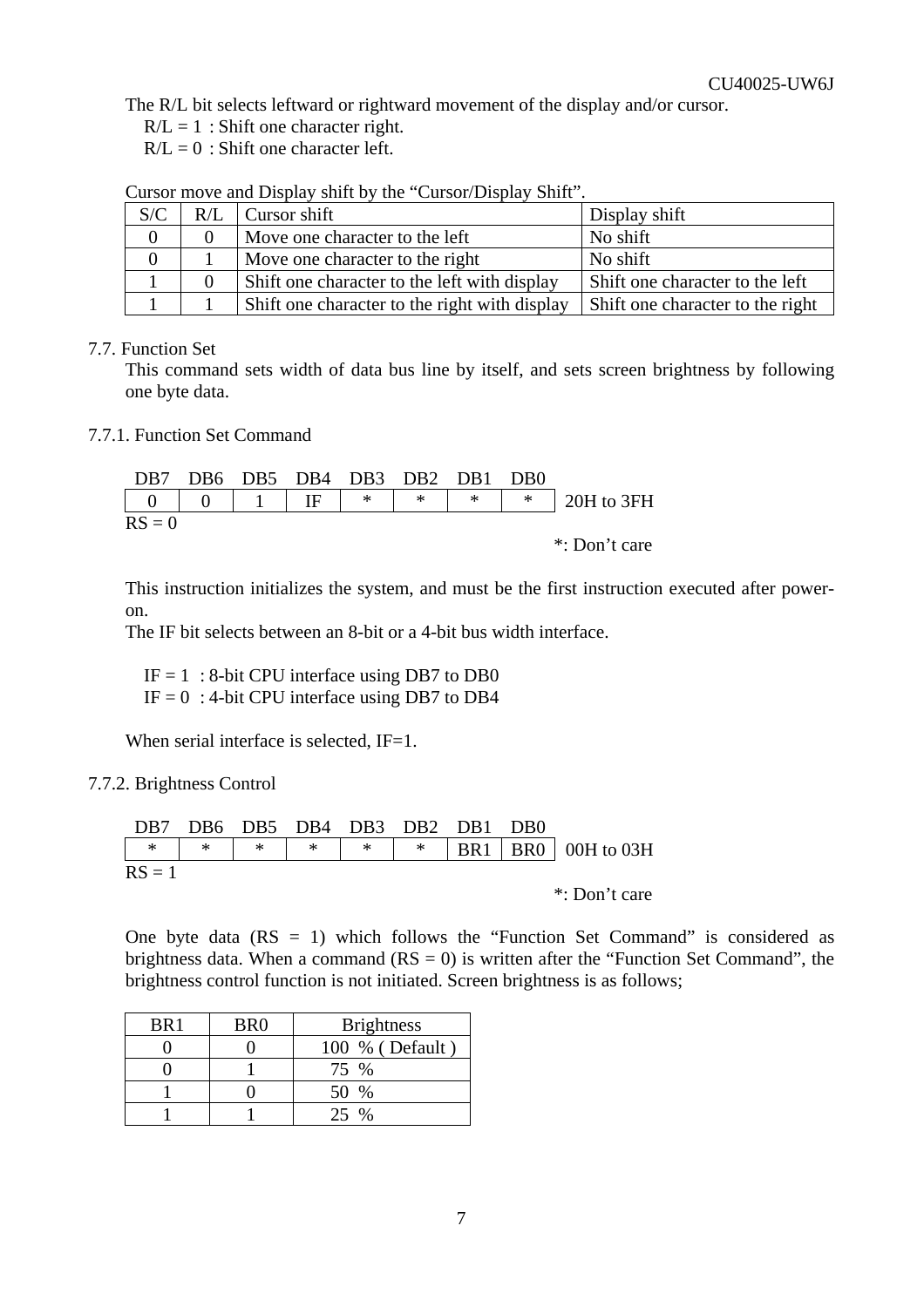The R/L bit selects leftward or rightward movement of the display and/or cursor.

R/L = 1 : Shift one character right.
R/L = 0 : Shift one character left.

Cursor move and Display shift by the "Cursor/Display Shift".

| S/C | R/L | Cursor shift | Display shift |
|---|---|---|---|
| 0 | 0 | Move one character to the left | No shift |
| 0 | 1 | Move one character to the right | No shift |
| 1 | 0 | Shift one character to the left with display | Shift one character to the left |
| 1 | 1 | Shift one character to the right with display | Shift one character to the right |

## 7.7. Function Set

This command sets width of data bus line by itself, and sets screen brightness by following one byte data.

### 7.7.1. Function Set Command

| DB7 | DB6 | DB5 | DB4 | DB3 | DB2 | DB1 | DB0 | |
|---|---|---|---|---|---|---|---|---|
| 0 | 0 | 1 | IF | * | * | * | * | 20H to 3FH |

RS = 0

*: Don't care

This instruction initializes the system, and must be the first instruction executed after power-on.
The IF bit selects between an 8-bit or a 4-bit bus width interface.

IF = 1 : 8-bit CPU interface using DB7 to DB0
IF = 0 : 4-bit CPU interface using DB7 to DB4

When serial interface is selected, IF=1.

### 7.7.2. Brightness Control

| DB7 | DB6 | DB5 | DB4 | DB3 | DB2 | DB1 | DB0 | |
|---|---|---|---|---|---|---|---|---|
| * | * | * | * | * | * | BR1 | BR0 | 00H to 03H |

RS = 1

*: Don't care

One byte data (RS = 1) which follows the "Function Set Command" is considered as brightness data. When a command (RS = 0) is written after the "Function Set Command", the brightness control function is not initiated. Screen brightness is as follows;

| BR1 | BR0 | Brightness |
|---|---|---|
| 0 | 0 | 100 % ( Default ) |
| 0 | 1 | 75 % |
| 1 | 0 | 50 % |
| 1 | 1 | 25 % |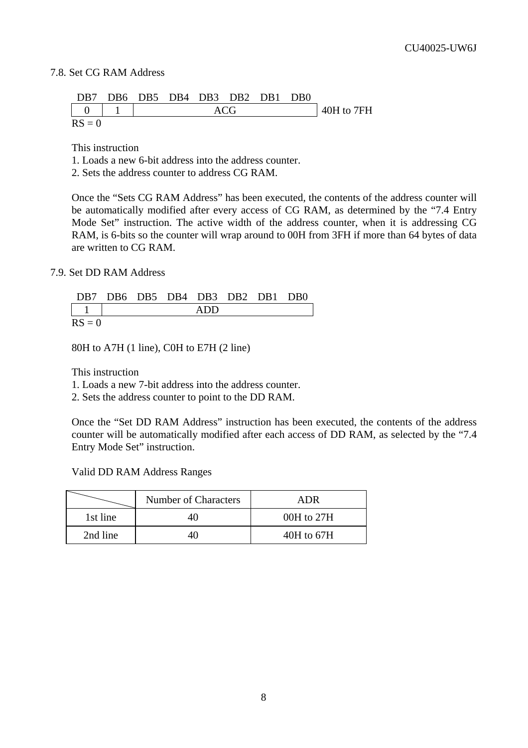## 7.8. Set CG RAM Address

| DB7 | DB6 | DB5 | DB4 | DB3 | DB2 | DB1 | DB0 | |
|---|---|---|---|---|---|---|---|---|
| 0 | 1 | ACG | | | | | | 40H to 7FH |

RS = 0

This instruction

1. Loads a new 6-bit address into the address counter.
2. Sets the address counter to address CG RAM.

Once the "Sets CG RAM Address" has been executed, the contents of the address counter will be automatically modified after every access of CG RAM, as determined by the "7.4 Entry Mode Set" instruction. The active width of the address counter, when it is addressing CG RAM, is 6-bits so the counter will wrap around to 00H from 3FH if more than 64 bytes of data are written to CG RAM.

## 7.9. Set DD RAM Address

| DB7 | DB6 | DB5 | DB4 | DB3 | DB2 | DB1 | DB0 |
|---|---|---|---|---|---|---|---|
| 1 | ADD | | | | | | |

RS = 0

80H to A7H (1 line), C0H to E7H (2 line)

This instruction

1. Loads a new 7-bit address into the address counter.
2. Sets the address counter to point to the DD RAM.

Once the "Set DD RAM Address" instruction has been executed, the contents of the address counter will be automatically modified after each access of DD RAM, as selected by the "7.4 Entry Mode Set" instruction.

Valid DD RAM Address Ranges

| | Number of Characters | ADR |
|---|---|---|
| 1st line | 40 | 00H to 27H |
| 2nd line | 40 | 40H to 67H |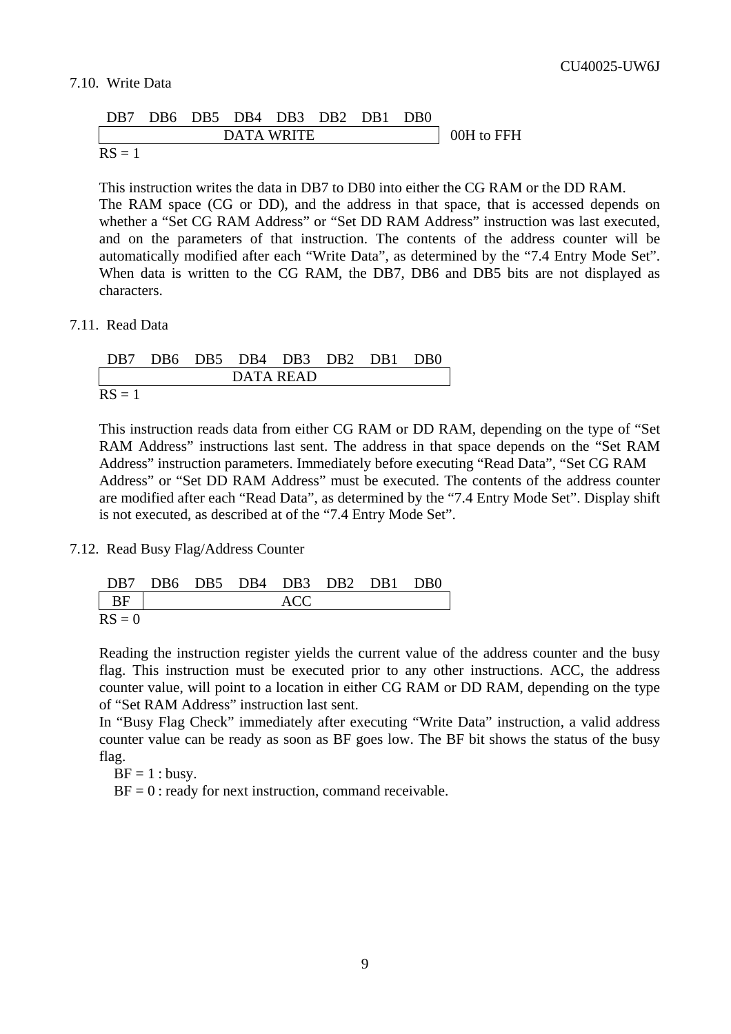## 7.10. Write Data

| DB7 | DB6 | DB5 | DB4 | DB3 | DB2 | DB1 | DB0 | |
|---|---|---|---|---|---|---|---|---|
| DATA WRITE | | | | | | | | 00H to FFH |

RS = 1

This instruction writes the data in DB7 to DB0 into either the CG RAM or the DD RAM.
The RAM space (CG or DD), and the address in that space, that is accessed depends on whether a “Set CG RAM Address” or “Set DD RAM Address” instruction was last executed, and on the parameters of that instruction. The contents of the address counter will be automatically modified after each “Write Data”, as determined by the “7.4 Entry Mode Set”. When data is written to the CG RAM, the DB7, DB6 and DB5 bits are not displayed as characters.

## 7.11. Read Data

| DB7 | DB6 | DB5 | DB4 | DB3 | DB2 | DB1 | DB0 |
|---|---|---|---|---|---|---|---|
| DATA READ | | | | | | | |

RS = 1

This instruction reads data from either CG RAM or DD RAM, depending on the type of “Set RAM Address” instructions last sent. The address in that space depends on the “Set RAM Address” instruction parameters. Immediately before executing “Read Data”, “Set CG RAM Address” or “Set DD RAM Address” must be executed. The contents of the address counter are modified after each “Read Data”, as determined by the “7.4 Entry Mode Set”. Display shift is not executed, as described at of the “7.4 Entry Mode Set”.

## 7.12. Read Busy Flag/Address Counter

| DB7 | DB6 | DB5 | DB4 | DB3 | DB2 | DB1 | DB0 |
|---|---|---|---|---|---|---|---|
| BF | ACC | | | | | | |

RS = 0

Reading the instruction register yields the current value of the address counter and the busy flag. This instruction must be executed prior to any other instructions. ACC, the address counter value, will point to a location in either CG RAM or DD RAM, depending on the type of “Set RAM Address” instruction last sent.
In “Busy Flag Check” immediately after executing “Write Data” instruction, a valid address counter value can be ready as soon as BF goes low. The BF bit shows the status of the busy flag.

BF = 1 : busy.
BF = 0 : ready for next instruction, command receivable.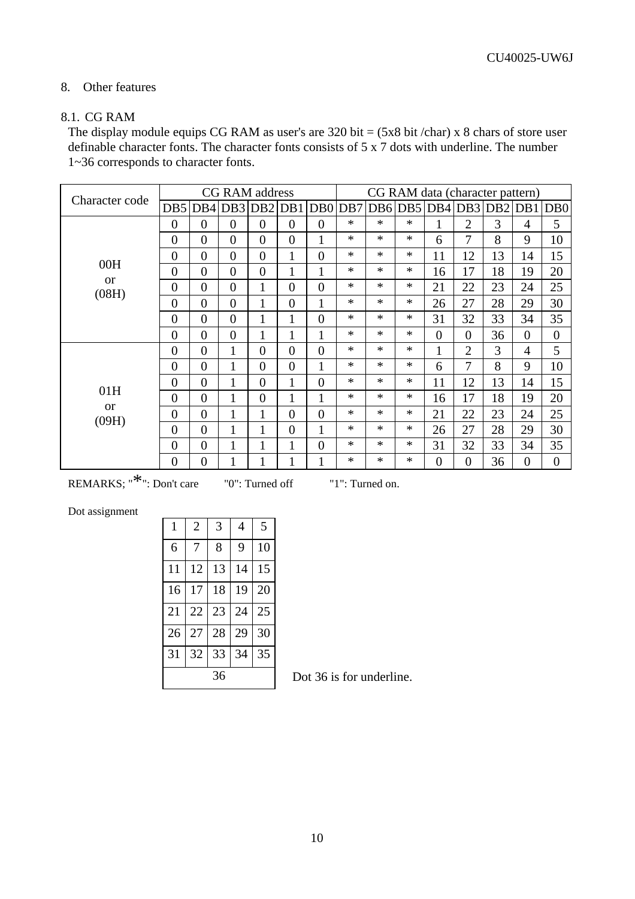## 8. Other features

### 8.1. CG RAM

The display module equips CG RAM as user's are 320 bit = (5x8 bit /char) x 8 chars of store user definable character fonts. The character fonts consists of 5 x 7 dots with underline. The number 1~36 corresponds to character fonts.

| Character code | CG RAM address | | | | | | CG RAM data (character pattern) | | | | | | | |
|---|---|---|---|---|---|---|---|---|---|---|---|---|---|---|
| | DB5 | DB4 | DB3 | DB2 | DB1 | DB0 | DB7 | DB6 | DB5 | DB4 | DB3 | DB2 | DB1 | DB0 |
| 00H or (08H) | 0 | 0 | 0 | 0 | 0 | 0 | * | * | * | 1 | 2 | 3 | 4 | 5 |
| | 0 | 0 | 0 | 0 | 0 | 1 | * | * | * | 6 | 7 | 8 | 9 | 10 |
| | 0 | 0 | 0 | 0 | 1 | 0 | * | * | * | 11 | 12 | 13 | 14 | 15 |
| | 0 | 0 | 0 | 0 | 1 | 1 | * | * | * | 16 | 17 | 18 | 19 | 20 |
| | 0 | 0 | 0 | 1 | 0 | 0 | * | * | * | 21 | 22 | 23 | 24 | 25 |
| | 0 | 0 | 0 | 1 | 0 | 1 | * | * | * | 26 | 27 | 28 | 29 | 30 |
| | 0 | 0 | 0 | 1 | 1 | 0 | * | * | * | 31 | 32 | 33 | 34 | 35 |
| | 0 | 0 | 0 | 1 | 1 | 1 | * | * | * | 0 | 0 | 36 | 0 | 0 |
| 01H or (09H) | 0 | 0 | 1 | 0 | 0 | 0 | * | * | * | 1 | 2 | 3 | 4 | 5 |
| | 0 | 0 | 1 | 0 | 0 | 1 | * | * | * | 6 | 7 | 8 | 9 | 10 |
| | 0 | 0 | 1 | 0 | 1 | 0 | * | * | * | 11 | 12 | 13 | 14 | 15 |
| | 0 | 0 | 1 | 0 | 1 | 1 | * | * | * | 16 | 17 | 18 | 19 | 20 |
| | 0 | 0 | 1 | 1 | 0 | 0 | * | * | * | 21 | 22 | 23 | 24 | 25 |
| | 0 | 0 | 1 | 1 | 0 | 1 | * | * | * | 26 | 27 | 28 | 29 | 30 |
| | 0 | 0 | 1 | 1 | 1 | 0 | * | * | * | 31 | 32 | 33 | 34 | 35 |
| | 0 | 0 | 1 | 1 | 1 | 1 | * | * | * | 0 | 0 | 36 | 0 | 0 |

REMARKS; "*": Don't care  "0": Turned off  "1": Turned on.

Dot assignment

| | | | | |
|---|---|---|---|---|
| 1 | 2 | 3 | 4 | 5 |
| 6 | 7 | 8 | 9 | 10 |
| 11 | 12 | 13 | 14 | 15 |
| 16 | 17 | 18 | 19 | 20 |
| 21 | 22 | 23 | 24 | 25 |
| 26 | 27 | 28 | 29 | 30 |
| 31 | 32 | 33 | 34 | 35 |
| 36 | | | | |

Dot 36 is for underline.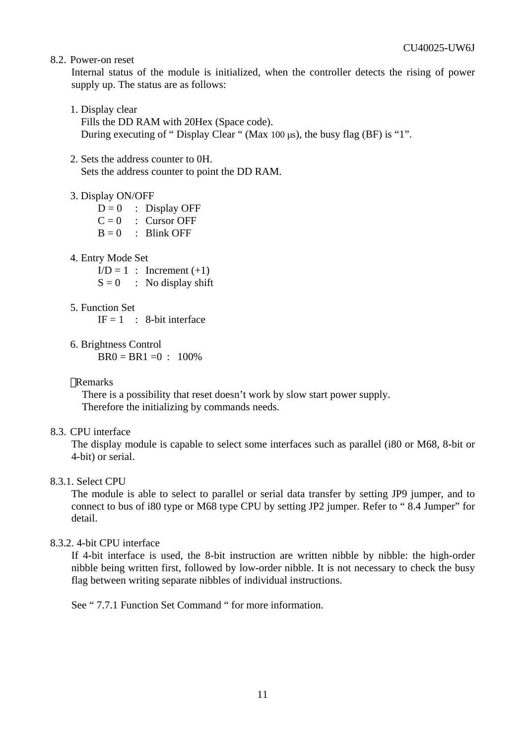## 8.2. Power-on reset

Internal status of the module is initialized, when the controller detects the rising of power supply up. The status are as follows:

1. Display clear
   Fills the DD RAM with 20Hex (Space code).
   During executing of " Display Clear " (Max 100 μs), the busy flag (BF) is "1".

2. Sets the address counter to 0H.
   Sets the address counter to point the DD RAM.

3. Display ON/OFF
   - D = 0 : Display OFF
   - C = 0 : Cursor OFF
   - B = 0 : Blink OFF

4. Entry Mode Set
   - I/D = 1 : Increment (+1)
   - S = 0 : No display shift

5. Function Set
   - IF = 1 : 8-bit interface

6. Brightness Control
   - BR0 = BR1 =0 : 100%

Remarks
There is a possibility that reset doesn't work by slow start power supply.
Therefore the initializing by commands needs.

## 8.3. CPU interface

The display module is capable to select some interfaces such as parallel (i80 or M68, 8-bit or 4-bit) or serial.

### 8.3.1. Select CPU

The module is able to select to parallel or serial data transfer by setting JP9 jumper, and to connect to bus of i80 type or M68 type CPU by setting JP2 jumper. Refer to " 8.4 Jumper" for detail.

### 8.3.2. 4-bit CPU interface

If 4-bit interface is used, the 8-bit instruction are written nibble by nibble: the high-order nibble being written first, followed by low-order nibble. It is not necessary to check the busy flag between writing separate nibbles of individual instructions.

See " 7.7.1 Function Set Command " for more information.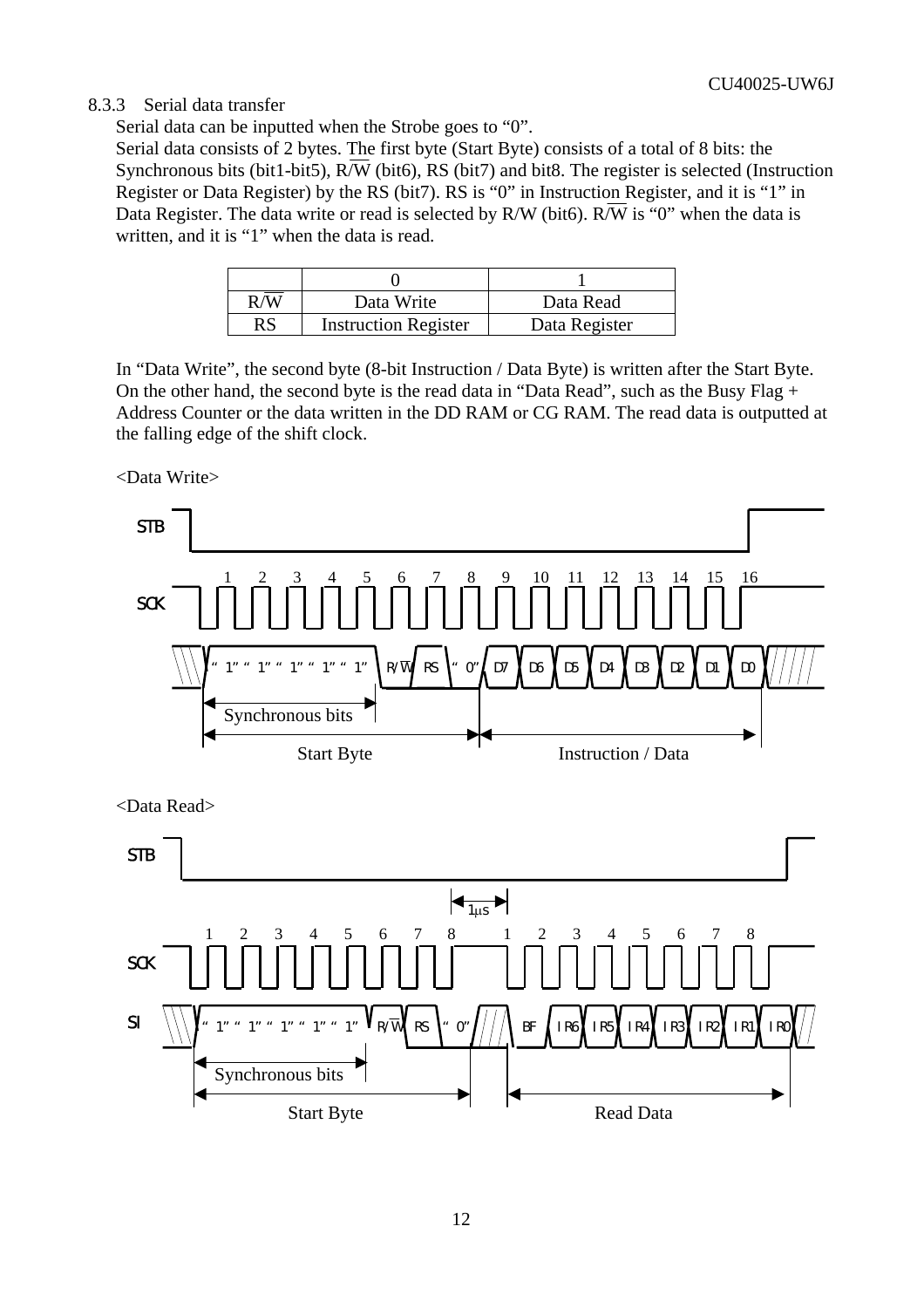### 8.3.3 Serial data transfer

Serial data can be inputted when the Strobe goes to "0".

Serial data consists of 2 bytes. The first byte (Start Byte) consists of a total of 8 bits: the Synchronous bits (bit1-bit5), $R/\overline{W}$ (bit6), RS (bit7) and bit8. The register is selected (Instruction Register or Data Register) by the RS (bit7). RS is "0" in Instruction Register, and it is "1" in Data Register. The data write or read is selected by R/W (bit6). $R/\overline{W}$ is "0" when the data is written, and it is "1" when the data is read.

| | 0 | 1 |
|---|---|---|
| $R/\overline{W}$ | Data Write | Data Read |
| RS | Instruction Register | Data Register |

In "Data Write", the second byte (8-bit Instruction / Data Byte) is written after the Start Byte. On the other hand, the second byte is the read data in "Data Read", such as the Busy Flag + Address Counter or the data written in the DD RAM or CG RAM. The read data is outputted at the falling edge of the shift clock.

<Data Write>

STB

SCK: 1 2 3 4 5 6 7 8 9 10 11 12 13 14 15 16

"1" "1" "1" "1" "1" $R/\overline{W}$ RS "0" D7 D6 D5 D4 D3 D2 D1 D0

Synchronous bits

Start Byte — Instruction / Data

<Data Read>

STB

1μs

SCK: 1 2 3 4 5 6 7 8 — 1 2 3 4 5 6 7 8

SI: "1" "1" "1" "1" "1" $R/\overline{W}$ RS "0" — BF IR6 IR5 IR4 IR3 IR2 IR1 IR0

Synchronous bits

Start Byte — Read Data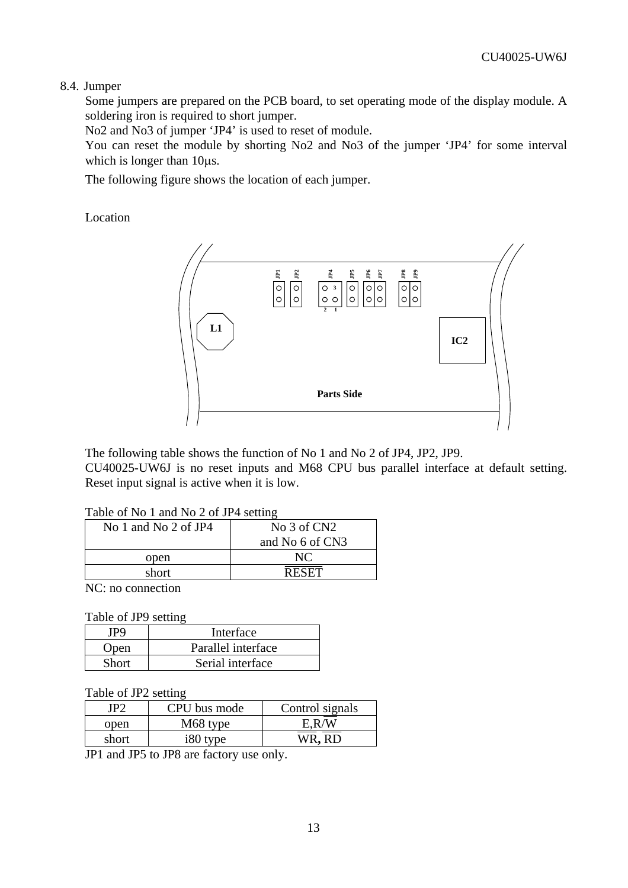8.4. Jumper

Some jumpers are prepared on the PCB board, to set operating mode of the display module. A soldering iron is required to short jumper.

No2 and No3 of jumper 'JP4' is used to reset of module.

You can reset the module by shorting No2 and No3 of the jumper 'JP4' for some interval which is longer than 10μs.

The following figure shows the location of each jumper.

Location

JP1 JP2 JP4 JP5 JP6 JP7 JP8 JP9

3

2 1

L1

IC2

Parts Side

The following table shows the function of No 1 and No 2 of JP4, JP2, JP9.

CU40025-UW6J is no reset inputs and M68 CPU bus parallel interface at default setting. Reset input signal is active when it is low.

Table of No 1 and No 2 of JP4 setting

| No 1 and No 2 of JP4 | No 3 of CN2 and No 6 of CN3 |
|---|---|
| open | NC |
| short | $\overline{\text{RESET}}$ |

NC: no connection

Table of JP9 setting

| JP9 | Interface |
|---|---|
| Open | Parallel interface |
| Short | Serial interface |

Table of JP2 setting

| JP2 | CPU bus mode | Control signals |
|---|---|---|
| open | M68 type | E,R/$\overline{\text{W}}$ |
| short | i80 type | $\overline{\text{WR}}$, $\overline{\text{RD}}$ |

JP1 and JP5 to JP8 are factory use only.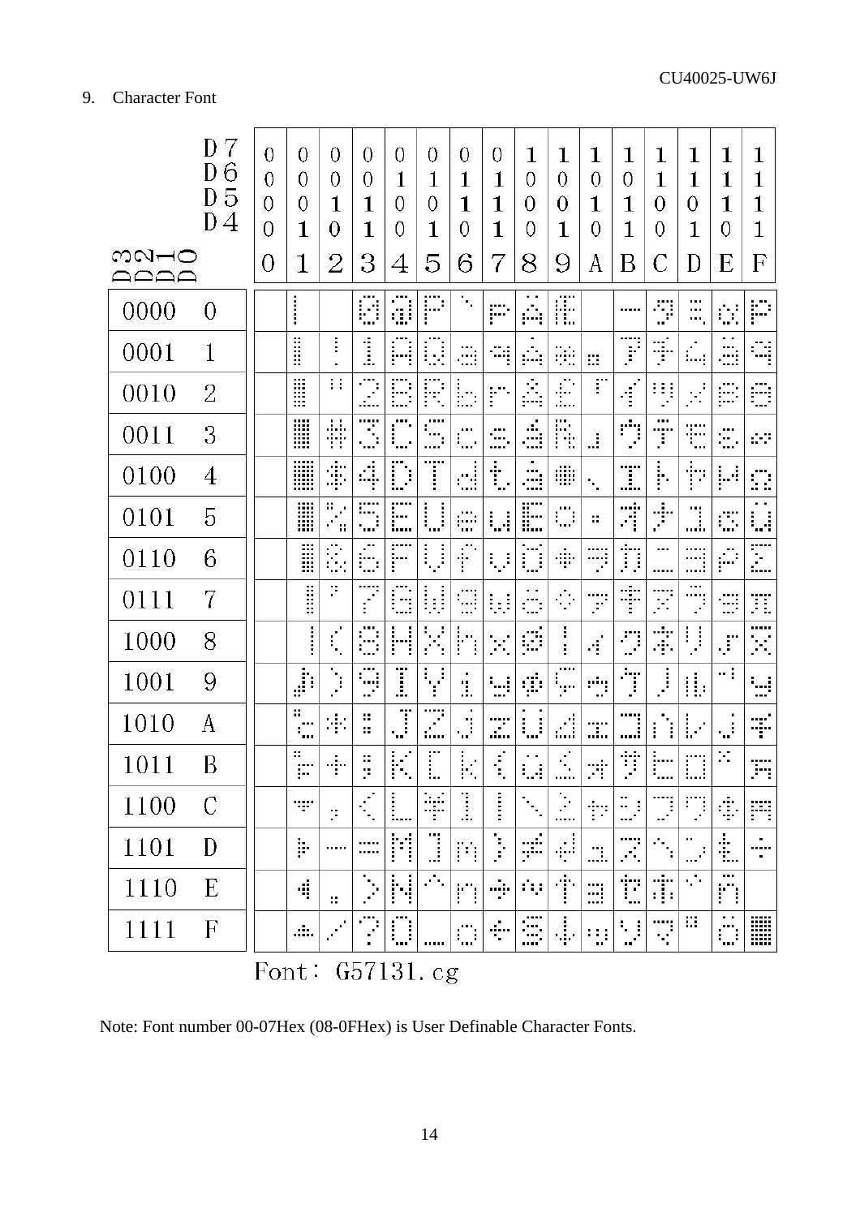9. Character Font

| D3 D2 D1 D0 \ D7 D6 D5 D4 | 0000 (0) | 0001 (1) | 0010 (2) | 0011 (3) | 0100 (4) | 0101 (5) | 0110 (6) | 0111 (7) | 1000 (8) | 1001 (9) | 1010 (A) | 1011 (B) | 1100 (C) | 1101 (D) | 1110 (E) | 1111 (F) |
|---|---|---|---|---|---|---|---|---|---|---|---|---|---|---|---|---|
| 0000 0 | | ▏ | | Ø | @ | P | ` | p | Ä | Æ | | ー | タ | ミ | α | p |
| 0001 1 | | ▎ | ! | 1 | A | Q | a | q | ä | æ | 。 | ア | チ | ム | ä | q |
| 0010 2 | | ▍ | " | 2 | B | R | b | r | Å | £ | 「 | イ | ツ | メ | β | θ |
| 0011 3 | | ▌ | # | 3 | C | S | c | s | å | ₧ | 」 | ウ | テ | モ | ε | ∞ |
| 0100 4 | | █ | $ | 4 | D | T | d | t | à | ✱ | 、 | エ | ト | ヤ | μ | Ω |
| 0101 5 | | ▌ | % | 5 | E | U | e | u | É | ○ | ・ | オ | ナ | ユ | σ | ü |
| 0110 6 | | ▍ | & | 6 | F | V | f | v | Ö | ✦ | ヲ | カ | ニ | ヨ | ρ | Σ |
| 0111 7 | | ▎ | ' | 7 | G | W | g | w | ö | ◇ | ァ | キ | ヌ | ラ | g | π |
| 1000 8 | | ▏ | ( | 8 | H | X | h | x | Ø | ¦ | ィ | ク | ネ | リ | √ | x̄ |
| 1001 9 | | ♪ | ) | 9 | I | Y | i | y | φ | Ç | ゥ | ケ | ノ | ル | ⁻¹ | y |
| 1010 A | | ℃ | * | : | J | Z | j | z | Ü | ⊿ | ェ | コ | ハ | レ | j | 千 |
| 1011 B | | ℉ | + | ; | K | [ | k | { | ü | ≤ | ォ | サ | ヒ | ロ | ˣ | 万 |
| 1100 C | | ▼ | , | < | L | ¥ | l | \| | \ | ≥ | ャ | シ | フ | ワ | ¢ | 円 |
| 1101 D | | ▶ | - | = | M | ] | m | } | ≠ | ↵ | ュ | ス | ヘ | ン | £ | ÷ |
| 1110 E | | ◀ | . | > | N | ^ | n | → | ≈ | ↑ | ョ | セ | ホ | ゛ | ñ | |
| 1111 F | | ▲ | / | ? | O | _ | o | ← | § | ↓ | ッ | ソ | マ | ゜ | ö | █ |

Font： G57131.cg

Note: Font number 00-07Hex (08-0FHex) is User Definable Character Fonts.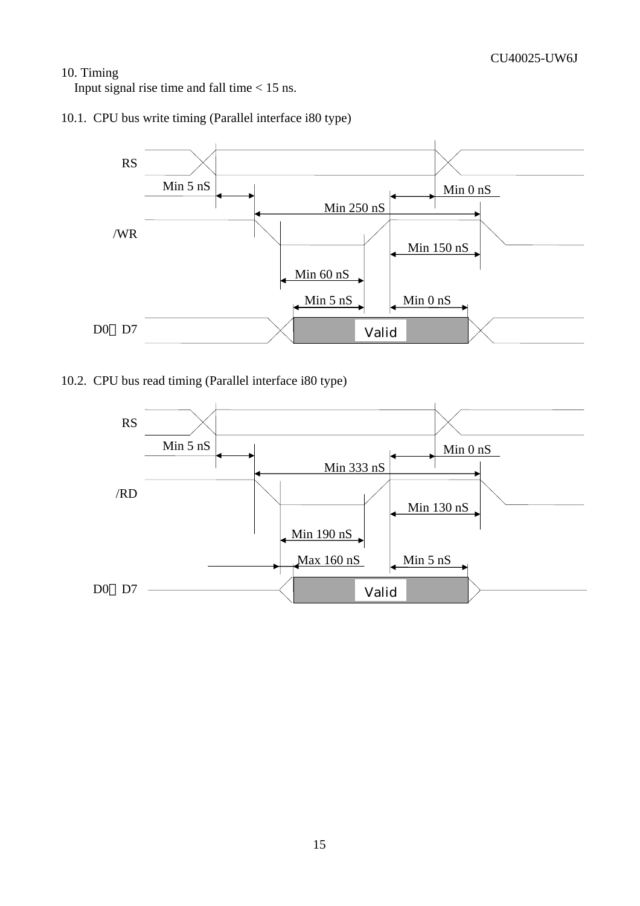## 10. Timing

Input signal rise time and fall time < 15 ns.

### 10.1. CPU bus write timing (Parallel interface i80 type)

RS

Min 5 nS

Min 0 nS

Min 250 nS

/WR

Min 150 nS

Min 60 nS

Min 5 nS

Min 0 nS

D0～D7

Valid

### 10.2. CPU bus read timing (Parallel interface i80 type)

RS

Min 5 nS

Min 0 nS

Min 333 nS

/RD

Min 130 nS

Min 190 nS

Max 160 nS

Min 5 nS

D0～D7

Valid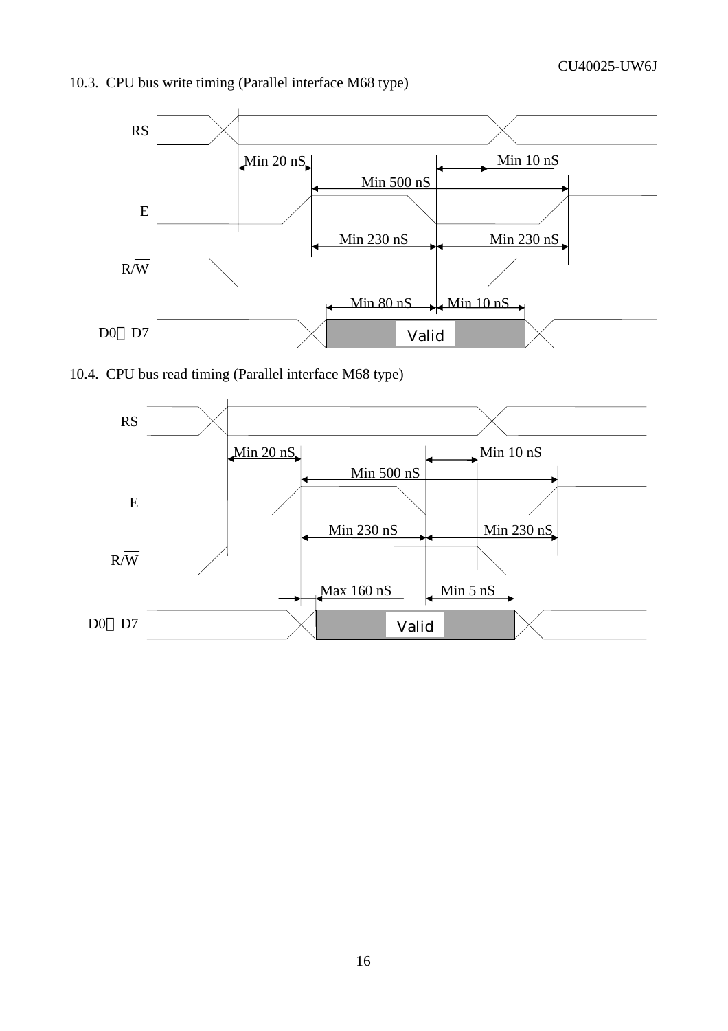### 10.3. CPU bus write timing (Parallel interface M68 type)

RS

Min 20 nS

Min 10 nS

Min 500 nS

E

Min 230 nS

Min 230 nS

R/$\overline{W}$

Min 80 nS

Min 10 nS

D0～D7

Valid

### 10.4. CPU bus read timing (Parallel interface M68 type)

RS

Min 20 nS

Min 10 nS

Min 500 nS

E

Min 230 nS

Min 230 nS

R/$\overline{W}$

Max 160 nS

Min 5 nS

D0～D7

Valid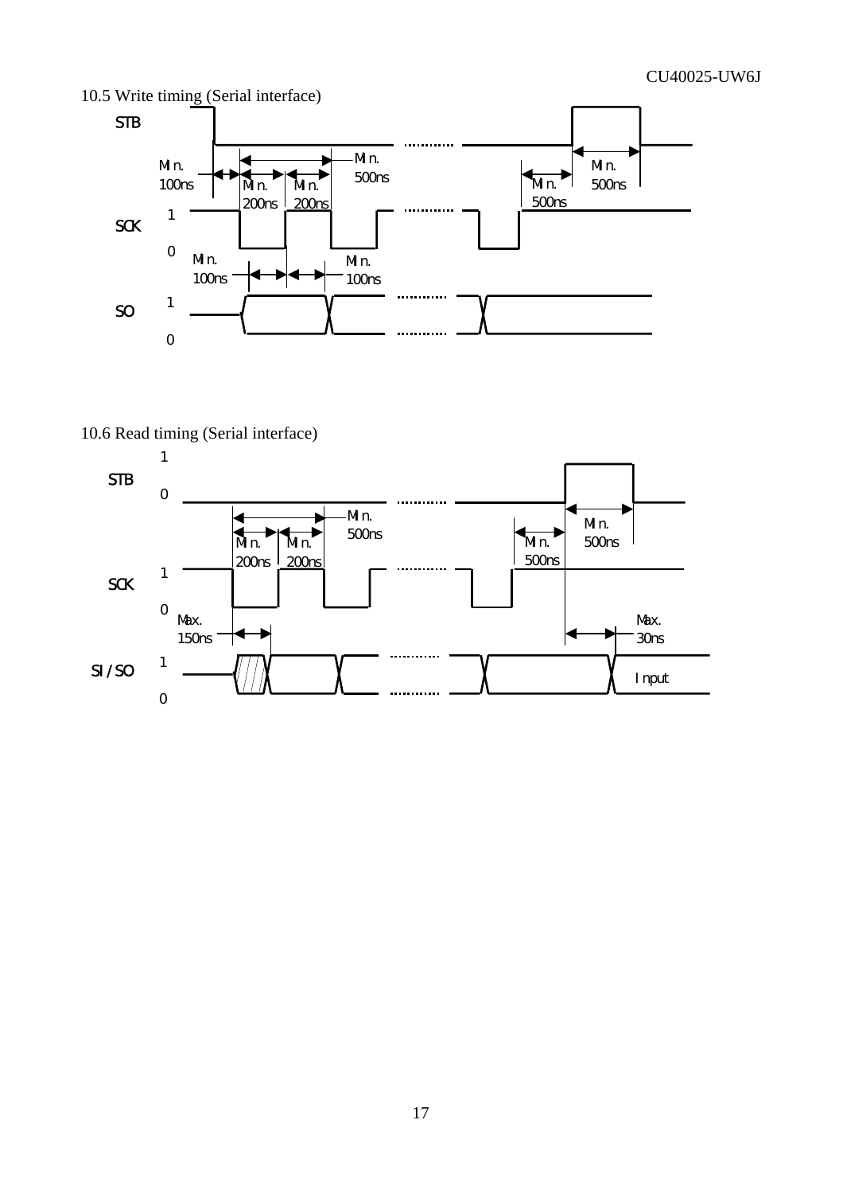## 10.5 Write timing (Serial interface)

STB

SCK 1 / 0

SO 1 / 0

Min. 100ns — Min. 200ns — Min. 200ns — Min. 500ns — Min. 500ns — Min. 500ns

Min. 100ns — Min. 100ns

## 10.6 Read timing (Serial interface)

STB 1 / 0

SCK 1 / 0

SI / SO 1 / 0

Min. 200ns — Min. 200ns — Min. 500ns — Min. 500ns — Min. 500ns

Max. 150ns — Max. 30ns

Input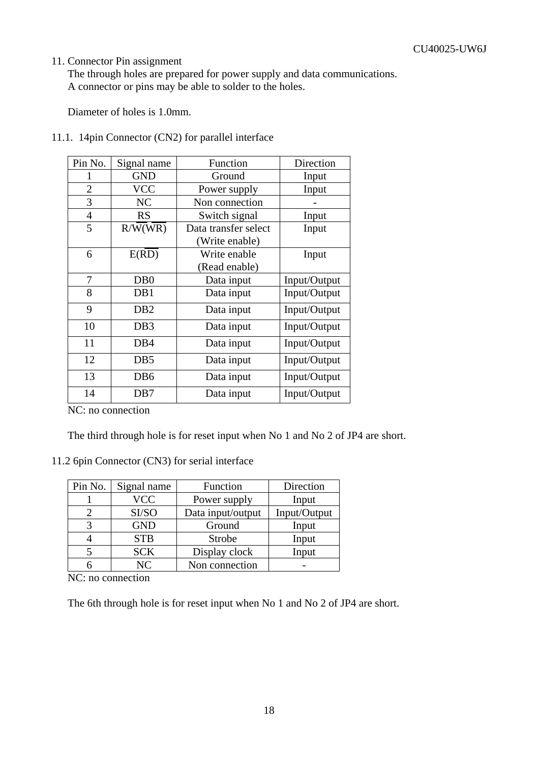## 11. Connector Pin assignment

The through holes are prepared for power supply and data communications.
A connector or pins may be able to solder to the holes.

Diameter of holes is 1.0mm.

### 11.1. 14pin Connector (CN2) for parallel interface

| Pin No. | Signal name | Function | Direction |
|---|---|---|---|
| 1 | GND | Ground | Input |
| 2 | VCC | Power supply | Input |
| 3 | NC | Non connection | - |
| 4 | RS | Switch signal | Input |
| 5 | R/$\overline{W}$($\overline{WR}$) | Data transfer select (Write enable) | Input |
| 6 | E($\overline{RD}$) | Write enable (Read enable) | Input |
| 7 | DB0 | Data input | Input/Output |
| 8 | DB1 | Data input | Input/Output |
| 9 | DB2 | Data input | Input/Output |
| 10 | DB3 | Data input | Input/Output |
| 11 | DB4 | Data input | Input/Output |
| 12 | DB5 | Data input | Input/Output |
| 13 | DB6 | Data input | Input/Output |
| 14 | DB7 | Data input | Input/Output |

NC: no connection

The third through hole is for reset input when No 1 and No 2 of JP4 are short.

### 11.2 6pin Connector (CN3) for serial interface

| Pin No. | Signal name | Function | Direction |
|---|---|---|---|
| 1 | VCC | Power supply | Input |
| 2 | SI/SO | Data input/output | Input/Output |
| 3 | GND | Ground | Input |
| 4 | STB | Strobe | Input |
| 5 | SCK | Display clock | Input |
| 6 | NC | Non connection | - |

NC: no connection

The 6th through hole is for reset input when No 1 and No 2 of JP4 are short.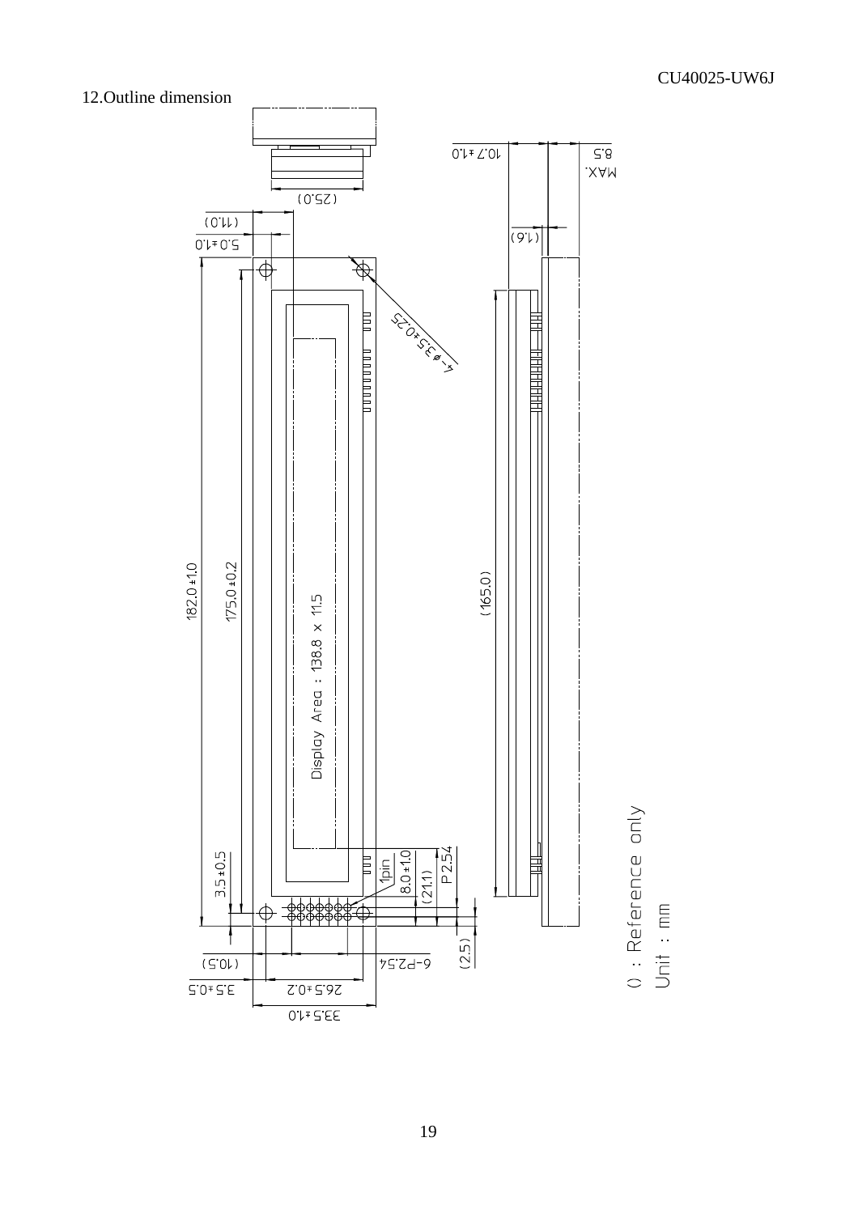## 12.Outline dimension

() : Reference only

Unit : mm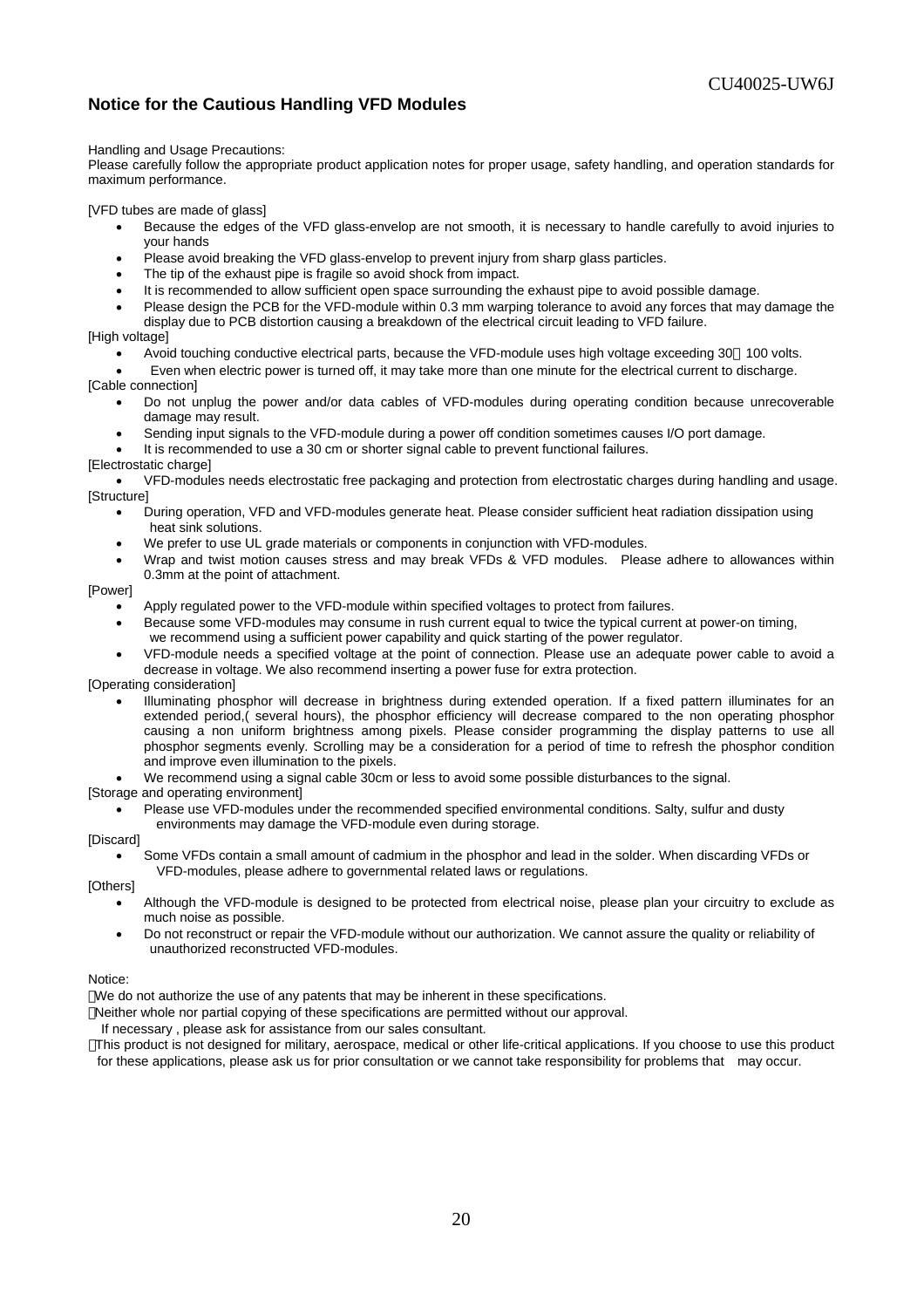## Notice for the Cautious Handling VFD Modules

Handling and Usage Precautions:
Please carefully follow the appropriate product application notes for proper usage, safety handling, and operation standards for maximum performance.

[VFD tubes are made of glass]

- Because the edges of the VFD glass-envelop are not smooth, it is necessary to handle carefully to avoid injuries to your hands
- Please avoid breaking the VFD glass-envelop to prevent injury from sharp glass particles.
- The tip of the exhaust pipe is fragile so avoid shock from impact.
- It is recommended to allow sufficient open space surrounding the exhaust pipe to avoid possible damage.
- Please design the PCB for the VFD-module within 0.3 mm warping tolerance to avoid any forces that may damage the display due to PCB distortion causing a breakdown of the electrical circuit leading to VFD failure.

[High voltage]

- Avoid touching conductive electrical parts, because the VFD-module uses high voltage exceeding 30～100 volts.
- Even when electric power is turned off, it may take more than one minute for the electrical current to discharge.

[Cable connection]

- Do not unplug the power and/or data cables of VFD-modules during operating condition because unrecoverable damage may result.
- Sending input signals to the VFD-module during a power off condition sometimes causes I/O port damage.
- It is recommended to use a 30 cm or shorter signal cable to prevent functional failures.

[Electrostatic charge]

- VFD-modules needs electrostatic free packaging and protection from electrostatic charges during handling and usage.

[Structure]

- During operation, VFD and VFD-modules generate heat. Please consider sufficient heat radiation dissipation using heat sink solutions.
- We prefer to use UL grade materials or components in conjunction with VFD-modules.
- Wrap and twist motion causes stress and may break VFDs & VFD modules. Please adhere to allowances within 0.3mm at the point of attachment.

[Power]

- Apply regulated power to the VFD-module within specified voltages to protect from failures.
- Because some VFD-modules may consume in rush current equal to twice the typical current at power-on timing, we recommend using a sufficient power capability and quick starting of the power regulator.
- VFD-module needs a specified voltage at the point of connection. Please use an adequate power cable to avoid a decrease in voltage. We also recommend inserting a power fuse for extra protection.

[Operating consideration]

- Illuminating phosphor will decrease in brightness during extended operation. If a fixed pattern illuminates for an extended period,( several hours), the phosphor efficiency will decrease compared to the non operating phosphor causing a non uniform brightness among pixels. Please consider programming the display patterns to use all phosphor segments evenly. Scrolling may be a consideration for a period of time to refresh the phosphor condition and improve even illumination to the pixels.
- We recommend using a signal cable 30cm or less to avoid some possible disturbances to the signal.

[Storage and operating environment]

- Please use VFD-modules under the recommended specified environmental conditions. Salty, sulfur and dusty environments may damage the VFD-module even during storage.

[Discard]

- Some VFDs contain a small amount of cadmium in the phosphor and lead in the solder. When discarding VFDs or VFD-modules, please adhere to governmental related laws or regulations.

[Others]

- Although the VFD-module is designed to be protected from electrical noise, please plan your circuitry to exclude as much noise as possible.
- Do not reconstruct or repair the VFD-module without our authorization. We cannot assure the quality or reliability of unauthorized reconstructed VFD-modules.

Notice:
・We do not authorize the use of any patents that may be inherent in these specifications.
・Neither whole nor partial copying of these specifications are permitted without our approval.
  If necessary , please ask for assistance from our sales consultant.
・This product is not designed for military, aerospace, medical or other life-critical applications. If you choose to use this product for these applications, please ask us for prior consultation or we cannot take responsibility for problems that may occur.